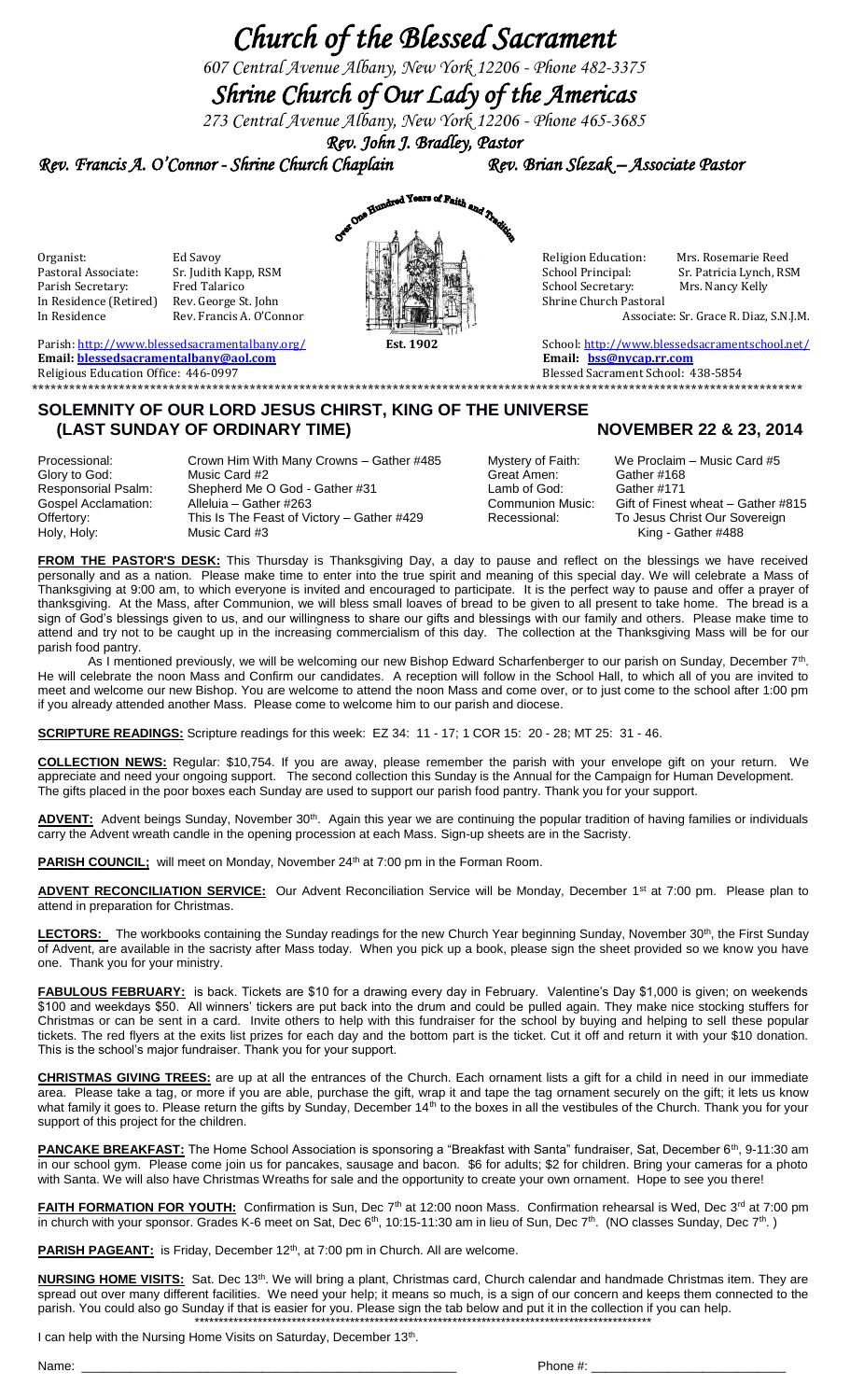# Church of the Blessed Sacrament

*607 Central Avenue Albany, New York 12206 - Phone 482-3375*

# Shrine Church of Our Lady of the Americas

*273 Central Avenue Albany, New York 12206 - Phone 465-3685*

***Rev. John J. Bradley, Pastor***

***Rev. Francis A. O'Connor - Shrine Church Chaplain*** ***Rev. Brian Slezak – Associate Pastor***

Over One Hundred Years of Faith and Tradition

Est. 1902

| | | | |
|---|---|---|---|
| Organist: | Ed Savoy | Religion Education: | Mrs. Rosemarie Reed |
| Pastoral Associate: | Sr. Judith Kapp, RSM | School Principal: | Sr. Patricia Lynch, RSM |
| Parish Secretary: | Fred Talarico | School Secretary: | Mrs. Nancy Kelly |
| In Residence (Retired) | Rev. George St. John | Shrine Church Pastoral | |
| In Residence | Rev. Francis A. O'Connor | | Associate: Sr. Grace R. Diaz, S.N.J.M. |

Parish: http://www.blessedsacramentalbany.org/
**Email: blessedsacramentalbany@aol.com**
Religious Education Office: 446-0997

School: http://www.blessedsacramentschool.net/
**Email: bss@nycap.rr.com**
Blessed Sacrament School: 438-5854

## SOLEMNITY OF OUR LORD JESUS CHIRST, KING OF THE UNIVERSE (LAST SUNDAY OF ORDINARY TIME) — NOVEMBER 22 & 23, 2014

| | | | |
|---|---|---|---|
| Processional: | Crown Him With Many Crowns – Gather #485 | Mystery of Faith: | We Proclaim – Music Card #5 |
| Glory to God: | Music Card #2 | Great Amen: | Gather #168 |
| Responsorial Psalm: | Shepherd Me O God - Gather #31 | Lamb of God: | Gather #171 |
| Gospel Acclamation: | Alleluia – Gather #263 | Communion Music: | Gift of Finest wheat – Gather #815 |
| Offertory: | This Is The Feast of Victory – Gather #429 | Recessional: | To Jesus Christ Our Sovereign King - Gather #488 |
| Holy, Holy: | Music Card #3 | | |

**FROM THE PASTOR'S DESK:** This Thursday is Thanksgiving Day, a day to pause and reflect on the blessings we have received personally and as a nation. Please make time to enter into the true spirit and meaning of this special day. We will celebrate a Mass of Thanksgiving at 9:00 am, to which everyone is invited and encouraged to participate. It is the perfect way to pause and offer a prayer of thanksgiving. At the Mass, after Communion, we will bless small loaves of bread to be given to all present to take home. The bread is a sign of God's blessings given to us, and our willingness to share our gifts and blessings with our family and others. Please make time to attend and try not to be caught up in the increasing commercialism of this day. The collection at the Thanksgiving Mass will be for our parish food pantry.

As I mentioned previously, we will be welcoming our new Bishop Edward Scharfenberger to our parish on Sunday, December 7th. He will celebrate the noon Mass and Confirm our candidates. A reception will follow in the School Hall, to which all of you are invited to meet and welcome our new Bishop. You are welcome to attend the noon Mass and come over, or to just come to the school after 1:00 pm if you already attended another Mass. Please come to welcome him to our parish and diocese.

**SCRIPTURE READINGS:** Scripture readings for this week: EZ 34: 11 - 17; 1 COR 15: 20 - 28; MT 25: 31 - 46.

**COLLECTION NEWS:** Regular: $10,754. If you are away, please remember the parish with your envelope gift on your return. We appreciate and need your ongoing support. The second collection this Sunday is the Annual for the Campaign for Human Development. The gifts placed in the poor boxes each Sunday are used to support our parish food pantry. Thank you for your support.

**ADVENT:** Advent beings Sunday, November 30th. Again this year we are continuing the popular tradition of having families or individuals carry the Advent wreath candle in the opening procession at each Mass. Sign-up sheets are in the Sacristy.

**PARISH COUNCIL;** will meet on Monday, November 24th at 7:00 pm in the Forman Room.

**ADVENT RECONCILIATION SERVICE:** Our Advent Reconciliation Service will be Monday, December 1st at 7:00 pm. Please plan to attend in preparation for Christmas.

**LECTORS:** The workbooks containing the Sunday readings for the new Church Year beginning Sunday, November 30th, the First Sunday of Advent, are available in the sacristy after Mass today. When you pick up a book, please sign the sheet provided so we know you have one. Thank you for your ministry.

**FABULOUS FEBRUARY:** is back. Tickets are $10 for a drawing every day in February. Valentine's Day $1,000 is given; on weekends $100 and weekdays $50. All winners' tickets are put back into the drum and could be pulled again. They make nice stocking stuffers for Christmas or can be sent in a card. Invite others to help with this fundraiser for the school by buying and helping to sell these popular tickets. The red flyers at the exits list prizes for each day and the bottom part is the ticket. Cut it off and return it with your $10 donation. This is the school's major fundraiser. Thank you for your support.

**CHRISTMAS GIVING TREES:** are up at all the entrances of the Church. Each ornament lists a gift for a child in need in our immediate area. Please take a tag, or more if you are able, purchase the gift, wrap it and tape the tag ornament securely on the gift; it lets us know what family it goes to. Please return the gifts by Sunday, December 14th to the boxes in all the vestibules of the Church. Thank you for your support of this project for the children.

**PANCAKE BREAKFAST:** The Home School Association is sponsoring a "Breakfast with Santa" fundraiser, Sat, December 6th, 9-11:30 am in our school gym. Please come join us for pancakes, sausage and bacon. $6 for adults; $2 for children. Bring your cameras for a photo with Santa. We will also have Christmas Wreaths for sale and the opportunity to create your own ornament. Hope to see you there!

**FAITH FORMATION FOR YOUTH:** Confirmation is Sun, Dec 7th at 12:00 noon Mass. Confirmation rehearsal is Wed, Dec 3rd at 7:00 pm in church with your sponsor. Grades K-6 meet on Sat, Dec 6th, 10:15-11:30 am in lieu of Sun, Dec 7th. (NO classes Sunday, Dec 7th. )

**PARISH PAGEANT:** is Friday, December 12th, at 7:00 pm in Church. All are welcome.

**NURSING HOME VISITS:** Sat. Dec 13th. We will bring a plant, Christmas card, Church calendar and handmade Christmas item. They are spread out over many different facilities. We need your help; it means so much, is a sign of our concern and keeps them connected to the parish. You could also go Sunday if that is easier for you. Please sign the tab below and put it in the collection if you can help.

I can help with the Nursing Home Visits on Saturday, December 13th.

Name: ______________________________ Phone #: ______________________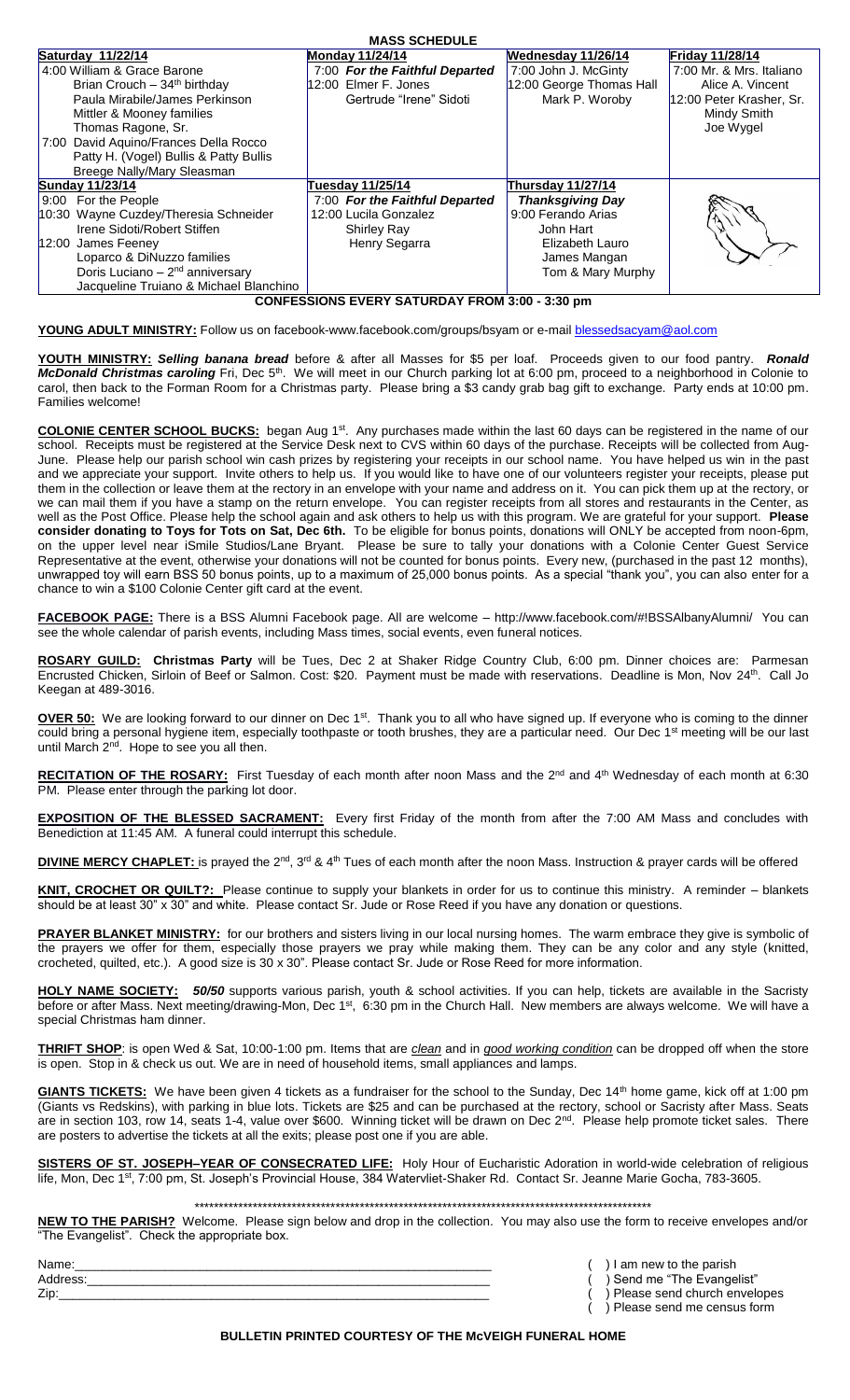## MASS SCHEDULE

| Saturday 11/22/14 | Monday 11/24/14 | Wednesday 11/26/14 | Friday 11/28/14 |
|---|---|---|---|
| 4:00 William & Grace Barone | 7:00 *For the Faithful Departed* | 7:00 John J. McGinty | 7:00 Mr. & Mrs. Italiano |
| Brian Crouch – 34th birthday | 12:00 Elmer F. Jones | 12:00 George Thomas Hall | Alice A. Vincent |
| Paula Mirabile/James Perkinson | Gertrude "Irene" Sidoti | Mark P. Woroby | 12:00 Peter Krasher, Sr. |
| Mittler & Mooney families | | | Mindy Smith |
| Thomas Ragone, Sr. | | | Joe Wygel |
| 7:00 David Aquino/Frances Della Rocco | | | |
| Patty H. (Vogel) Bullis & Patty Bullis | | | |
| Breege Nally/Mary Sleasman | | | |
| **Sunday 11/23/14** | **Tuesday 11/25/14** | **Thursday 11/27/14** | |
| 9:00 For the People | 7:00 *For the Faithful Departed* | ***Thanksgiving Day*** | |
| 10:30 Wayne Cuzdey/Theresia Schneider | 12:00 Lucila Gonzalez | 9:00 Ferando Arias | |
| Irene Sidoti/Robert Stiffen | Shirley Ray | John Hart | |
| 12:00 James Feeney | Henry Segarra | Elizabeth Lauro | |
| Loparco & DiNuzzo families | | James Mangan | |
| Doris Luciano – 2nd anniversary | | Tom & Mary Murphy | |
| Jacqueline Truiano & Michael Blanchino | | | |

**CONFESSIONS EVERY SATURDAY FROM 3:00 - 3:30 pm**

**YOUNG ADULT MINISTRY:** Follow us on facebook-www.facebook.com/groups/bsyam or e-mail blessedsacyam@aol.com

**YOUTH MINISTRY:** ***Selling banana bread*** before & after all Masses for $5 per loaf. Proceeds given to our food pantry. ***Ronald McDonald Christmas caroling*** Fri, Dec 5th. We will meet in our Church parking lot at 6:00 pm, proceed to a neighborhood in Colonie to carol, then back to the Forman Room for a Christmas party. Please bring a $3 candy grab bag gift to exchange. Party ends at 10:00 pm. Families welcome!

**COLONIE CENTER SCHOOL BUCKS:** began Aug 1st. Any purchases made within the last 60 days can be registered in the name of our school. Receipts must be registered at the Service Desk next to CVS within 60 days of the purchase. Receipts will be collected from Aug-June. Please help our parish school win cash prizes by registering your receipts in our school name. You have helped us win in the past and we appreciate your support. Invite others to help us. If you would like to have one of our volunteers register your receipts, please put them in the collection or leave them at the rectory in an envelope with your name and address on it. You can pick them up at the rectory, or we can mail them if you have a stamp on the return envelope. You can register receipts from all stores and restaurants in the Center, as well as the Post Office. Please help the school again and ask others to help us with this program. We are grateful for your support. **Please consider donating to Toys for Tots on Sat, Dec 6th.** To be eligible for bonus points, donations will ONLY be accepted from noon-6pm, on the upper level near iSmile Studios/Lane Bryant. Please be sure to tally your donations with a Colonie Center Guest Service Representative at the event, otherwise your donations will not be counted for bonus points. Every new, (purchased in the past 12 months), unwrapped toy will earn BSS 50 bonus points, up to a maximum of 25,000 bonus points. As a special "thank you", you can also enter for a chance to win a $100 Colonie Center gift card at the event.

**FACEBOOK PAGE:** There is a BSS Alumni Facebook page. All are welcome – http://www.facebook.com/#!BSSAlbanyAlumni/ You can see the whole calendar of parish events, including Mass times, social events, even funeral notices.

**ROSARY GUILD: Christmas Party** will be Tues, Dec 2 at Shaker Ridge Country Club, 6:00 pm. Dinner choices are: Parmesan Encrusted Chicken, Sirloin of Beef or Salmon. Cost: $20. Payment must be made with reservations. Deadline is Mon, Nov 24th. Call Jo Keegan at 489-3016.

**OVER 50:** We are looking forward to our dinner on Dec 1st. Thank you to all who have signed up. If everyone who is coming to the dinner could bring a personal hygiene item, especially toothpaste or tooth brushes, they are a particular need. Our Dec 1st meeting will be our last until March 2nd. Hope to see you all then.

**RECITATION OF THE ROSARY:** First Tuesday of each month after noon Mass and the 2nd and 4th Wednesday of each month at 6:30 PM. Please enter through the parking lot door.

**EXPOSITION OF THE BLESSED SACRAMENT:** Every first Friday of the month from after the 7:00 AM Mass and concludes with Benediction at 11:45 AM. A funeral could interrupt this schedule.

**DIVINE MERCY CHAPLET:** is prayed the 2nd, 3rd & 4th Tues of each month after the noon Mass. Instruction & prayer cards will be offered

**KNIT, CROCHET OR QUILT?:** Please continue to supply your blankets in order for us to continue this ministry. A reminder – blankets should be at least 30" x 30" and white. Please contact Sr. Jude or Rose Reed if you have any donation or questions.

**PRAYER BLANKET MINISTRY:** for our brothers and sisters living in our local nursing homes. The warm embrace they give is symbolic of the prayers we offer for them, especially those prayers we pray while making them. They can be any color and any style (knitted, crocheted, quilted, etc.). A good size is 30 x 30". Please contact Sr. Jude or Rose Reed for more information.

**HOLY NAME SOCIETY:** ***50/50*** supports various parish, youth & school activities. If you can help, tickets are available in the Sacristy before or after Mass. Next meeting/drawing-Mon, Dec 1st, 6:30 pm in the Church Hall. New members are always welcome. We will have a special Christmas ham dinner.

**THRIFT SHOP**: is open Wed & Sat, 10:00-1:00 pm. Items that are *clean* and in *good working condition* can be dropped off when the store is open. Stop in & check us out. We are in need of household items, small appliances and lamps.

**GIANTS TICKETS:** We have been given 4 tickets as a fundraiser for the school to the Sunday, Dec 14th home game, kick off at 1:00 pm (Giants vs Redskins), with parking in blue lots. Tickets are $25 and can be purchased at the rectory, school or Sacristy after Mass. Seats are in section 103, row 14, seats 1-4, value over $600. Winning ticket will be drawn on Dec 2nd. Please help promote ticket sales. There are posters to advertise the tickets at all the exits; please post one if you are able.

**SISTERS OF ST. JOSEPH–YEAR OF CONSECRATED LIFE:** Holy Hour of Eucharistic Adoration in world-wide celebration of religious life, Mon, Dec 1st, 7:00 pm, St. Joseph's Provincial House, 384 Watervliet-Shaker Rd. Contact Sr. Jeanne Marie Gocha, 783-3605.

\*\*\*\*\*\*\*\*\*\*\*\*\*\*\*\*\*\*\*\*\*\*\*\*\*\*\*\*\*\*\*\*\*\*\*\*\*\*\*\*\*\*\*\*\*\*\*\*\*\*\*\*\*\*\*\*\*\*\*\*\*\*\*\*\*\*\*\*\*\*\*\*\*\*\*\*\*\*\*\*\*\*\*\*\*\*\*\*\*

**NEW TO THE PARISH?** Welcome. Please sign below and drop in the collection. You may also use the form to receive envelopes and/or "The Evangelist". Check the appropriate box.

Name:_______________________________________________

Address:_____________________________________________

Zip:_________________________________________________

( ) I am new to the parish
( ) Send me "The Evangelist"
( ) Please send church envelopes
( ) Please send me census form

**BULLETIN PRINTED COURTESY OF THE McVEIGH FUNERAL HOME**